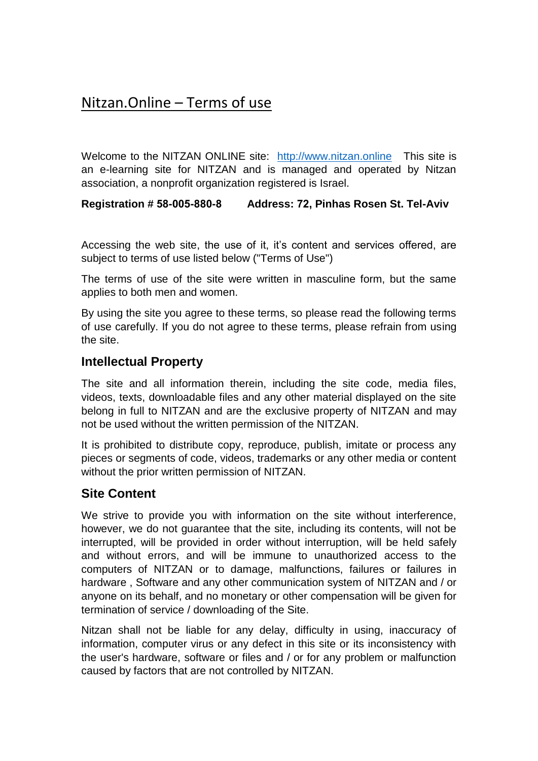# Nitzan.Online – Terms of use

Welcome to the NITZAN ONLINE site: [http://www.nitzan.online](http://www.nitzan.online) This site is an e-learning site for NITZAN and is managed and operated by Nitzan association, a nonprofit organization registered is Israel.

**Registration # 58-005-880-8 Address: 72, Pinhas Rosen St. Tel-Aviv**

Accessing the web site, the use of it, it's content and services offered, are subject to terms of use listed below ("Terms of Use")

The terms of use of the site were written in masculine form, but the same applies to both men and women.

By using the site you agree to these terms, so please read the following terms of use carefully. If you do not agree to these terms, please refrain from using the site.

## Intellectual Property

The site and all information therein, including the site code, media files, videos, texts, downloadable files and any other material displayed on the site belong in full to NITZAN and are the exclusive property of NITZAN and may not be used without the written permission of the NITZAN.

It is prohibited to distribute copy, reproduce, publish, imitate or process any pieces or segments of code, videos, trademarks or any other media or content without the prior written permission of NITZAN.

## Site Content

We strive to provide you with information on the site without interference, however, we do not guarantee that the site, including its contents, will not be interrupted, will be provided in order without interruption, will be held safely and without errors, and will be immune to unauthorized access to the computers of NITZAN or to damage, malfunctions, failures or failures in hardware , Software and any other communication system of NITZAN and / or anyone on its behalf, and no monetary or other compensation will be given for termination of service / downloading of the Site.

Nitzan shall not be liable for any delay, difficulty in using, inaccuracy of information, computer virus or any defect in this site or its inconsistency with the user's hardware, software or files and / or for any problem or malfunction caused by factors that are not controlled by NITZAN.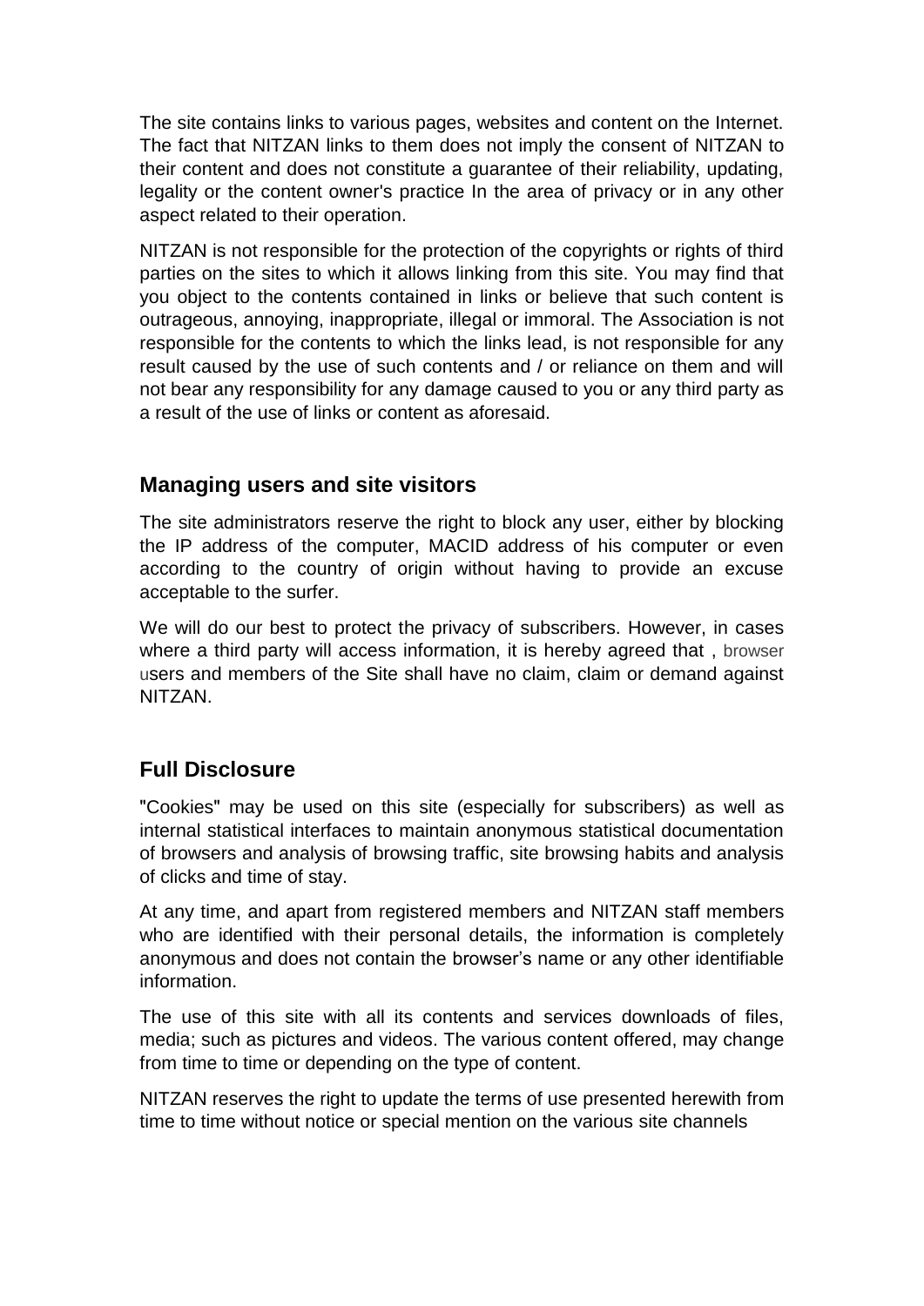The site contains links to various pages, websites and content on the Internet. The fact that NITZAN links to them does not imply the consent of NITZAN to their content and does not constitute a guarantee of their reliability, updating, legality or the content owner's practice In the area of privacy or in any other aspect related to their operation.

NITZAN is not responsible for the protection of the copyrights or rights of third parties on the sites to which it allows linking from this site. You may find that you object to the contents contained in links or believe that such content is outrageous, annoying, inappropriate, illegal or immoral. The Association is not responsible for the contents to which the links lead, is not responsible for any result caused by the use of such contents and / or reliance on them and will not bear any responsibility for any damage caused to you or any third party as a result of the use of links or content as aforesaid.

## Managing users and site visitors

The site administrators reserve the right to block any user, either by blocking the IP address of the computer, MACID address of his computer or even according to the country of origin without having to provide an excuse acceptable to the surfer.

We will do our best to protect the privacy of subscribers. However, in cases where a third party will access information, it is hereby agreed that , browser users and members of the Site shall have no claim, claim or demand against NITZAN.

## Full Disclosure

"Cookies" may be used on this site (especially for subscribers) as well as internal statistical interfaces to maintain anonymous statistical documentation of browsers and analysis of browsing traffic, site browsing habits and analysis of clicks and time of stay.

At any time, and apart from registered members and NITZAN staff members who are identified with their personal details, the information is completely anonymous and does not contain the browser's name or any other identifiable information.

The use of this site with all its contents and services downloads of files, media; such as pictures and videos. The various content offered, may change from time to time or depending on the type of content.

NITZAN reserves the right to update the terms of use presented herewith from time to time without notice or special mention on the various site channels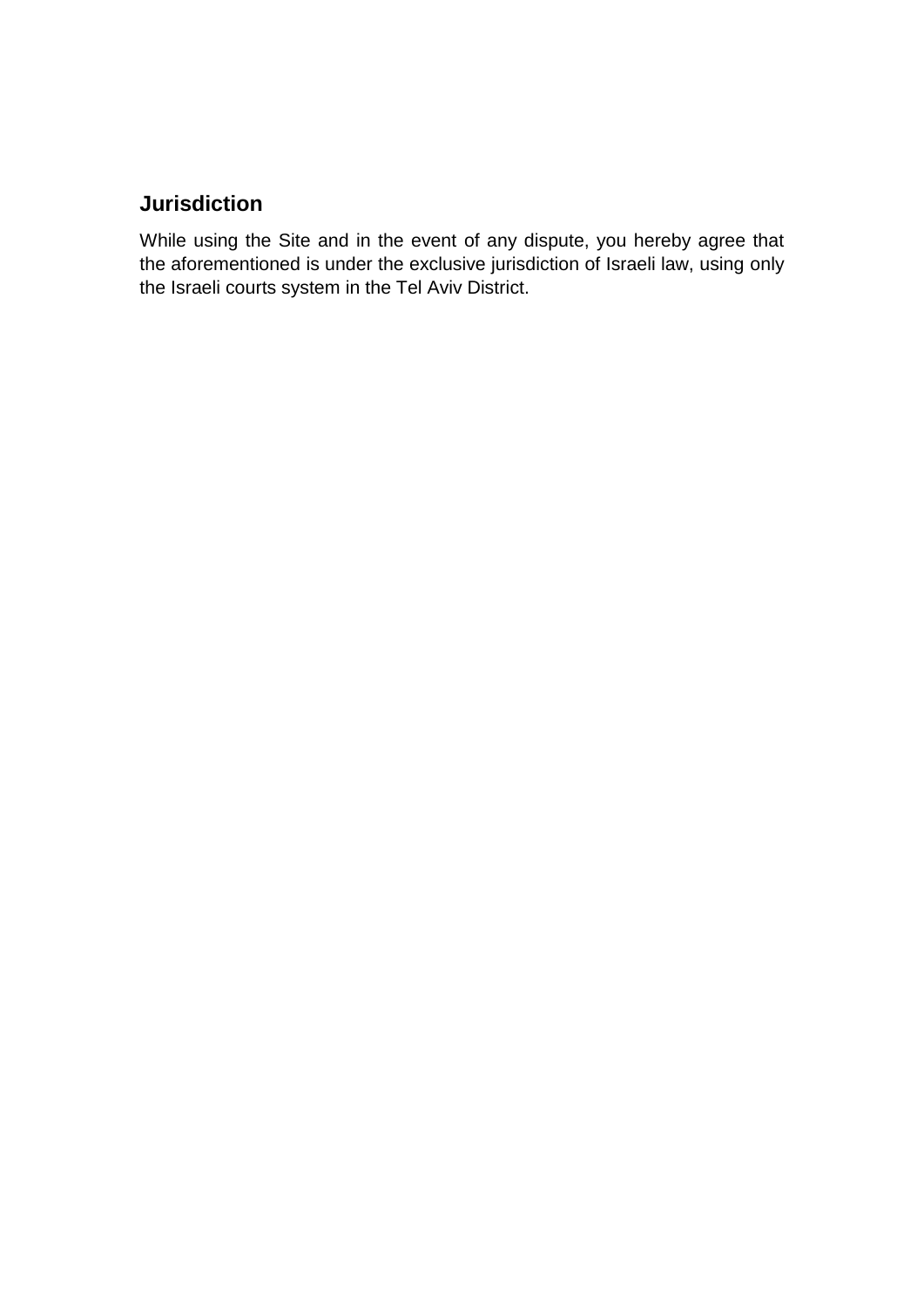## Jurisdiction

While using the Site and in the event of any dispute, you hereby agree that the aforementioned is under the exclusive jurisdiction of Israeli law, using only the Israeli courts system in the Tel Aviv District.